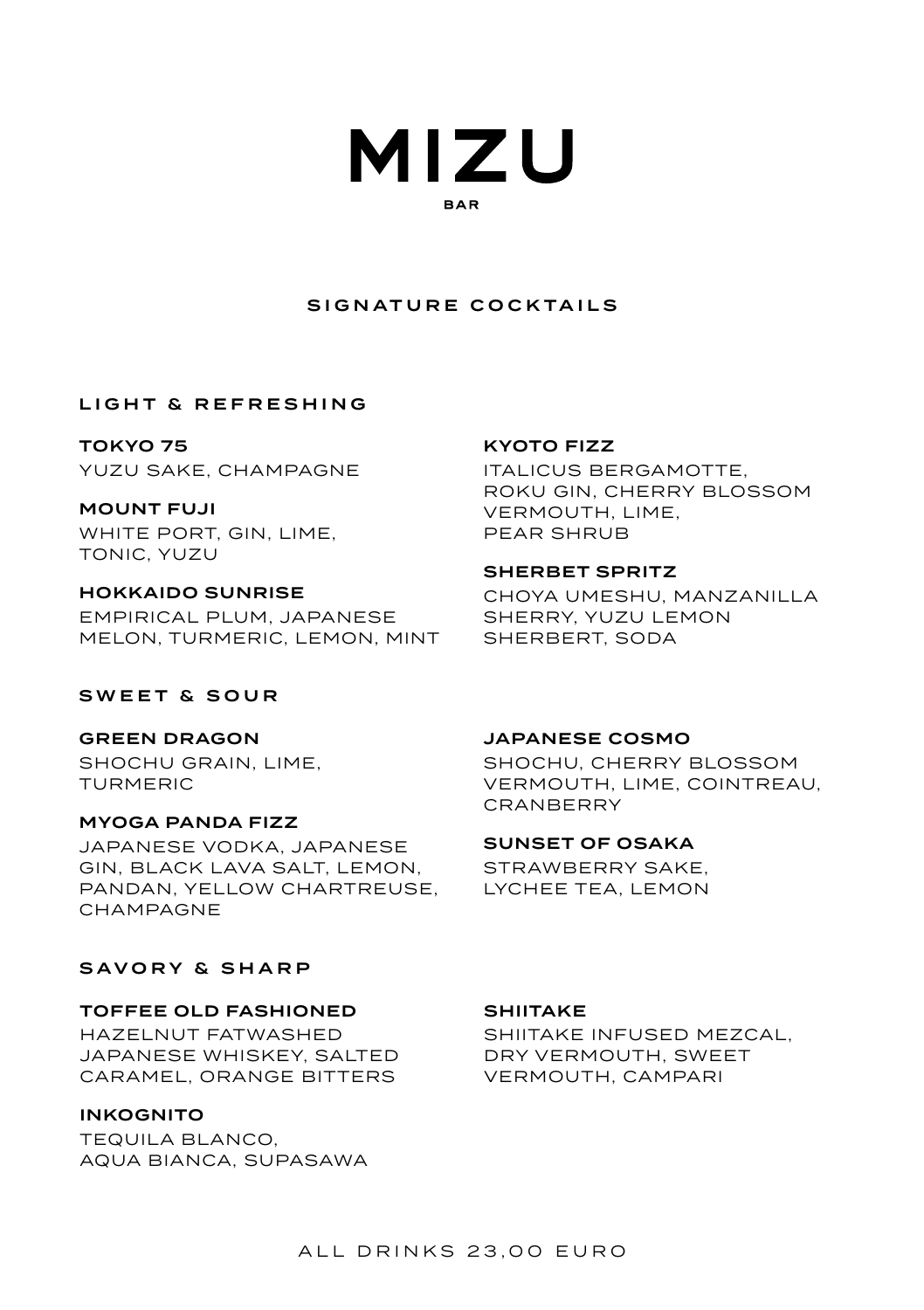# MIZU

BAR

## SIGNATURE COCKTAILS

### LIGHT & REFRESHING

**TOKYO 75**
YUZU SAKE, CHAMPAGNE

**MOUNT FUJI**
WHITE PORT, GIN, LIME, TONIC, YUZU

**HOKKAIDO SUNRISE**
EMPIRICAL PLUM, JAPANESE MELON, TURMERIC, LEMON, MINT

**KYOTO FIZZ**
ITALICUS BERGAMOTTE, ROKU GIN, CHERRY BLOSSOM VERMOUTH, LIME, PEAR SHRUB

**SHERBET SPRITZ**
CHOYA UMESHU, MANZANILLA SHERRY, YUZU LEMON SHERBERT, SODA

### SWEET & SOUR

**GREEN DRAGON**
SHOCHU GRAIN, LIME, TURMERIC

**MYOGA PANDA FIZZ**
JAPANESE VODKA, JAPANESE GIN, BLACK LAVA SALT, LEMON, PANDAN, YELLOW CHARTREUSE, CHAMPAGNE

**JAPANESE COSMO**
SHOCHU, CHERRY BLOSSOM VERMOUTH, LIME, COINTREAU, CRANBERRY

**SUNSET OF OSAKA**
STRAWBERRY SAKE, LYCHEE TEA, LEMON

### SAVORY & SHARP

**TOFFEE OLD FASHIONED**
HAZELNUT FATWASHED JAPANESE WHISKEY, SALTED CARAMEL, ORANGE BITTERS

**INKOGNITO**
TEQUILA BLANCO, AQUA BIANCA, SUPASAWA

**SHIITAKE**
SHIITAKE INFUSED MEZCAL, DRY VERMOUTH, SWEET VERMOUTH, CAMPARI

ALL DRINKS 23,00 EURO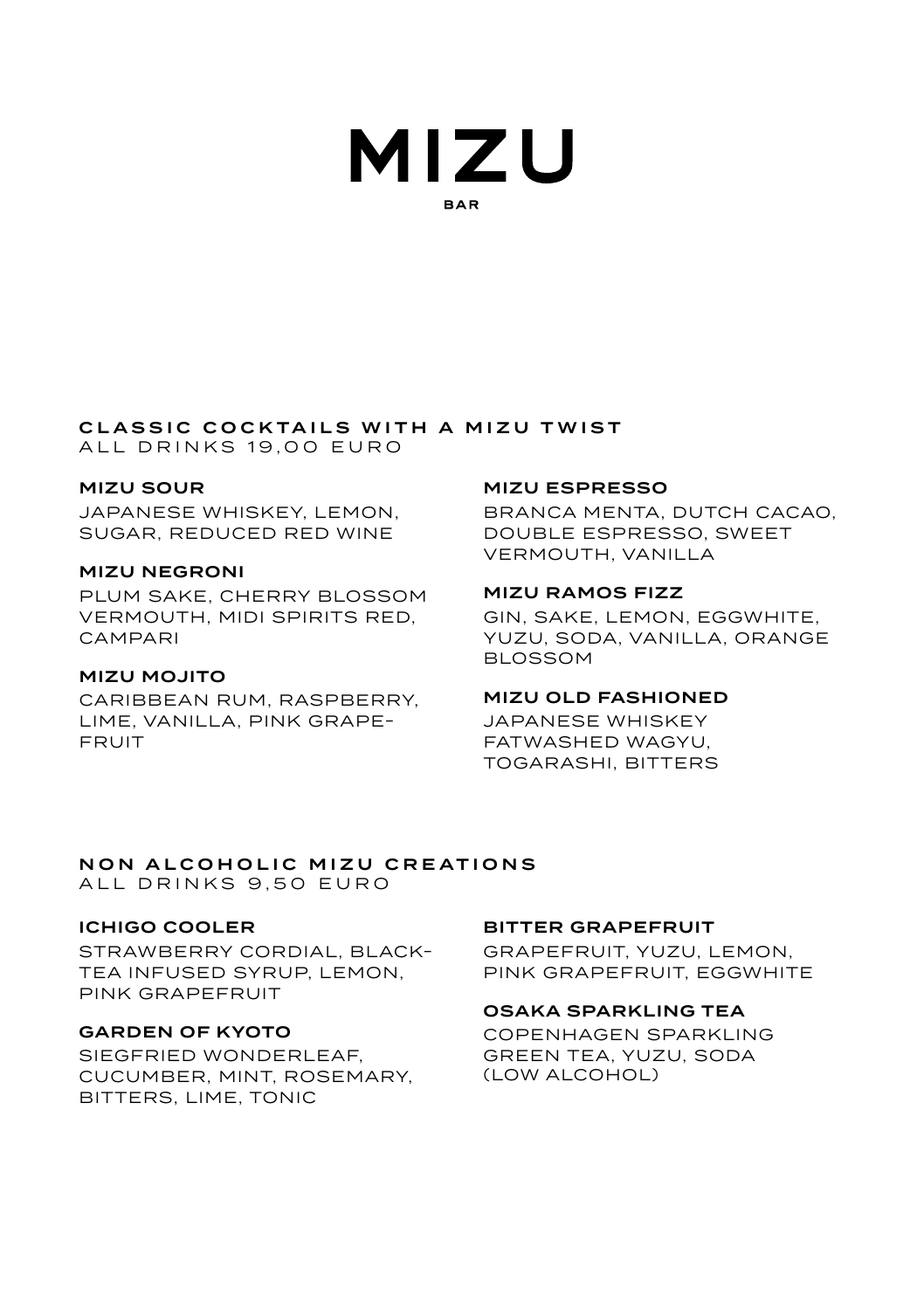# MIZU

BAR

## CLASSIC COCKTAILS WITH A MIZU TWIST

ALL DRINKS 19,00 EURO

### MIZU SOUR

JAPANESE WHISKEY, LEMON, SUGAR, REDUCED RED WINE

### MIZU NEGRONI

PLUM SAKE, CHERRY BLOSSOM VERMOUTH, MIDI SPIRITS RED, CAMPARI

### MIZU MOJITO

CARIBBEAN RUM, RASPBERRY, LIME, VANILLA, PINK GRAPEFRUIT

### MIZU ESPRESSO

BRANCA MENTA, DUTCH CACAO, DOUBLE ESPRESSO, SWEET VERMOUTH, VANILLA

### MIZU RAMOS FIZZ

GIN, SAKE, LEMON, EGGWHITE, YUZU, SODA, VANILLA, ORANGE BLOSSOM

### MIZU OLD FASHIONED

JAPANESE WHISKEY FATWASHED WAGYU, TOGARASHI, BITTERS

## NON ALCOHOLIC MIZU CREATIONS

ALL DRINKS 9,50 EURO

### ICHIGO COOLER

STRAWBERRY CORDIAL, BLACK-TEA INFUSED SYRUP, LEMON, PINK GRAPEFRUIT

### GARDEN OF KYOTO

SIEGFRIED WONDERLEAF, CUCUMBER, MINT, ROSEMARY, BITTERS, LIME, TONIC

### BITTER GRAPEFRUIT

GRAPEFRUIT, YUZU, LEMON, PINK GRAPEFRUIT, EGGWHITE

### OSAKA SPARKLING TEA

COPENHAGEN SPARKLING GREEN TEA, YUZU, SODA (LOW ALCOHOL)